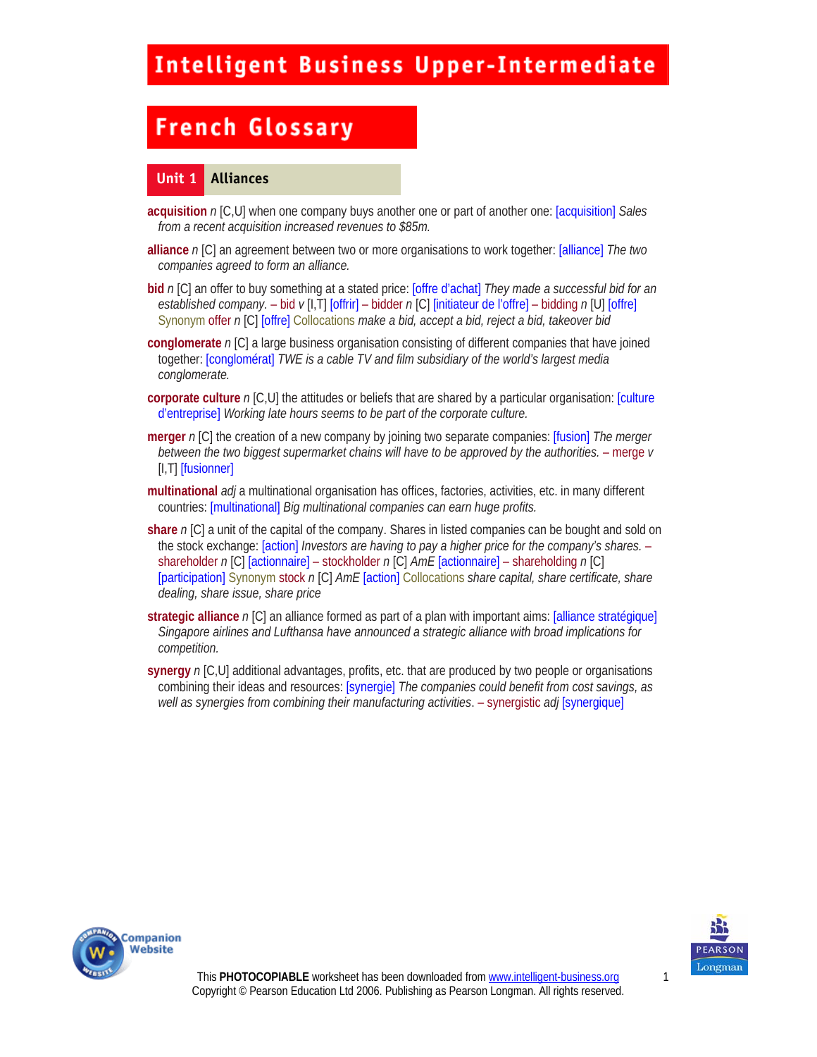# Intelligent Business Upper-Intermediate

## French Glossary

### Unit 1 Alliances

**acquisition** *n* [C,U] when one company buys another one or part of another one: [acquisition] *Sales from a recent acquisition increased revenues to $85m.*

**alliance** *n* [C] an agreement between two or more organisations to work together: [alliance] *The two companies agreed to form an alliance.*

**bid** *n* [C] an offer to buy something at a stated price: [offre d'achat] *They made a successful bid for an established company.* – bid *v* [I,T] [offrir] – bidder *n* [C] [initiateur de l'offre] – bidding *n* [U] [offre] Synonym offer *n* [C] [offre] Collocations *make a bid, accept a bid, reject a bid, takeover bid*

**conglomerate** *n* [C] a large business organisation consisting of different companies that have joined together: [conglomérat] *TWE is a cable TV and film subsidiary of the world's largest media conglomerate.*

**corporate culture** *n* [C,U] the attitudes or beliefs that are shared by a particular organisation: [culture d'entreprise] *Working late hours seems to be part of the corporate culture.*

**merger** *n* [C] the creation of a new company by joining two separate companies: [fusion] *The merger between the two biggest supermarket chains will have to be approved by the authorities.* – merge *v* [I,T] [fusionner]

**multinational** *adj* a multinational organisation has offices, factories, activities, etc. in many different countries: [multinational] *Big multinational companies can earn huge profits.*

**share** *n* [C] a unit of the capital of the company. Shares in listed companies can be bought and sold on the stock exchange: [action] *Investors are having to pay a higher price for the company's shares.* – shareholder *n* [C] [actionnaire] – stockholder *n* [C] *AmE* [actionnaire] – shareholding *n* [C] [participation] Synonym stock *n* [C] *AmE* [action] Collocations *share capital, share certificate, share dealing, share issue, share price*

**strategic alliance** *n* [C] an alliance formed as part of a plan with important aims: [alliance stratégique] *Singapore airlines and Lufthansa have announced a strategic alliance with broad implications for competition.*

**synergy** *n* [C,U] additional advantages, profits, etc. that are produced by two people or organisations combining their ideas and resources: [synergie] *The companies could benefit from cost savings, as well as synergies from combining their manufacturing activities*. – synergistic *adj* [synergique]

This **PHOTOCOPIABLE** worksheet has been downloaded from www.intelligent-business.org
Copyright © Pearson Education Ltd 2006. Publishing as Pearson Longman. All rights reserved.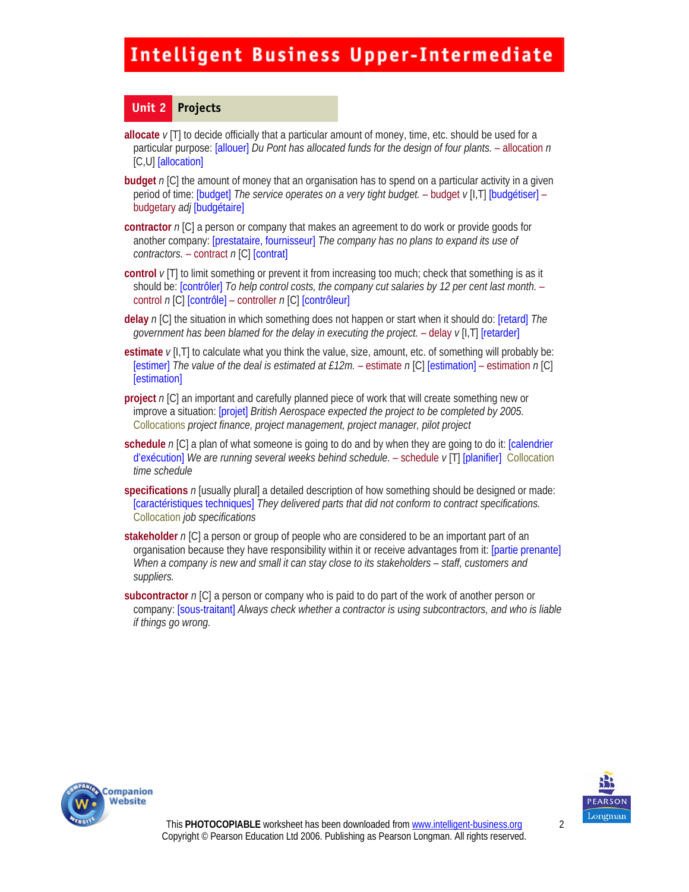# Intelligent Business Upper-Intermediate

## Unit 2 Projects

**allocate** *v* [T] to decide officially that a particular amount of money, time, etc. should be used for a particular purpose: [allouer] *Du Pont has allocated funds for the design of four plants.* – allocation *n* [C,U] [allocation]

**budget** *n* [C] the amount of money that an organisation has to spend on a particular activity in a given period of time: [budget] *The service operates on a very tight budget.* – budget *v* [I,T] [budgétiser] – budgetary *adj* [budgétaire]

**contractor** *n* [C] a person or company that makes an agreement to do work or provide goods for another company: [prestataire, fournisseur] *The company has no plans to expand its use of contractors.* – contract *n* [C] [contrat]

**control** *v* [T] to limit something or prevent it from increasing too much; check that something is as it should be: [contrôler] *To help control costs, the company cut salaries by 12 per cent last month.* – control *n* [C] [contrôle] – controller *n* [C] [contrôleur]

**delay** *n* [C] the situation in which something does not happen or start when it should do: [retard] *The government has been blamed for the delay in executing the project.* – delay *v* [I,T] [retarder]

**estimate** *v* [I,T] to calculate what you think the value, size, amount, etc. of something will probably be: [estimer] *The value of the deal is estimated at £12m.* – estimate *n* [C] [estimation] – estimation *n* [C] [estimation]

**project** *n* [C] an important and carefully planned piece of work that will create something new or improve a situation: [projet] *British Aerospace expected the project to be completed by 2005.* Collocations *project finance, project management, project manager, pilot project*

**schedule** *n* [C] a plan of what someone is going to do and by when they are going to do it: [calendrier d'exécution] *We are running several weeks behind schedule.* – schedule *v* [T] [planifier] Collocation *time schedule*

**specifications** *n* [usually plural] a detailed description of how something should be designed or made: [caractéristiques techniques] *They delivered parts that did not conform to contract specifications.* Collocation *job specifications*

**stakeholder** *n* [C] a person or group of people who are considered to be an important part of an organisation because they have responsibility within it or receive advantages from it: [partie prenante] *When a company is new and small it can stay close to its stakeholders – staff, customers and suppliers.*

**subcontractor** *n* [C] a person or company who is paid to do part of the work of another person or company: [sous-traitant] *Always check whether a contractor is using subcontractors, and who is liable if things go wrong.*

This **PHOTOCOPIABLE** worksheet has been downloaded from www.intelligent-business.org
Copyright © Pearson Education Ltd 2006. Publishing as Pearson Longman. All rights reserved.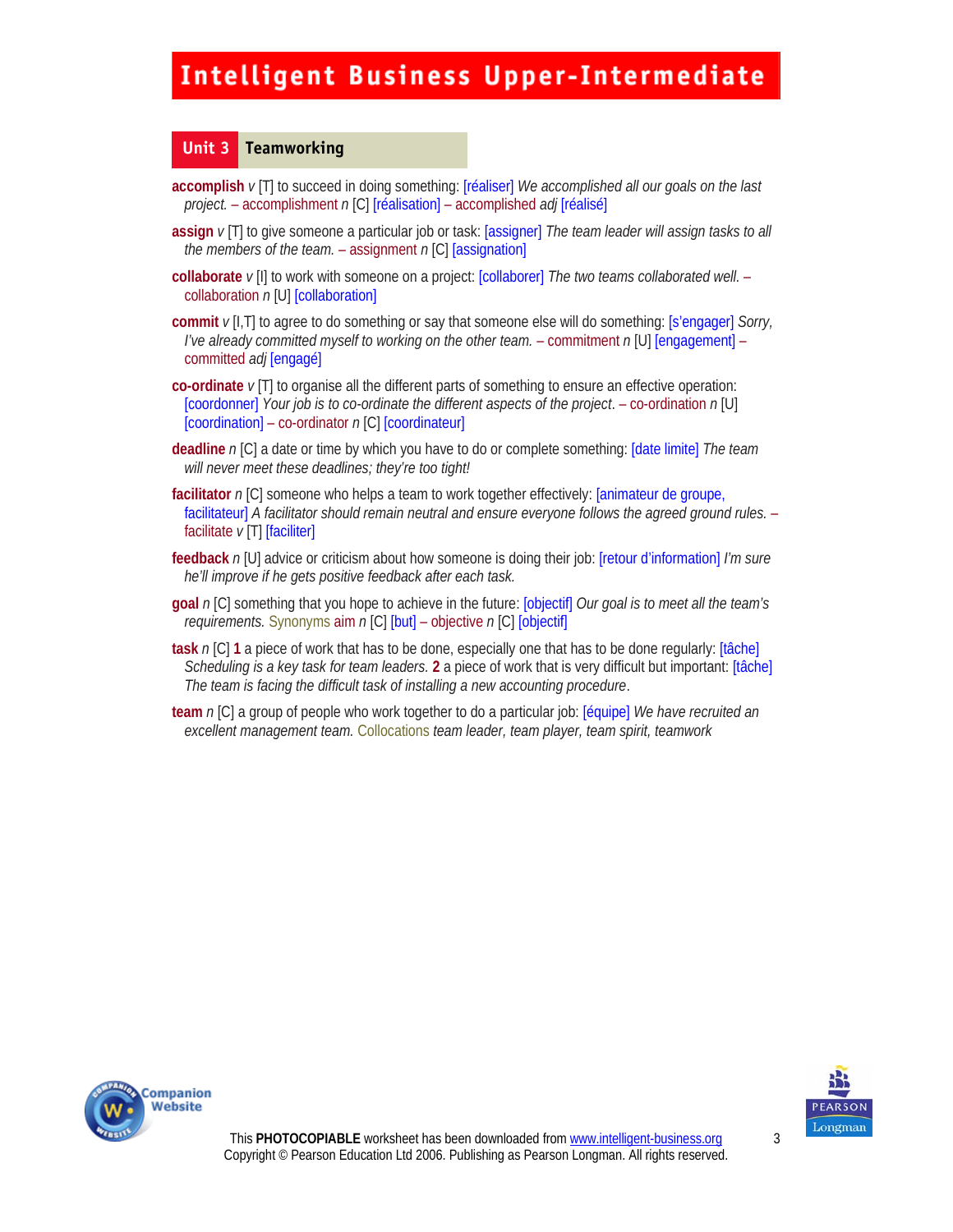# Intelligent Business Upper-Intermediate

## Unit 3 Teamworking

**accomplish** *v* [T] to succeed in doing something: [réaliser] *We accomplished all our goals on the last project.* – accomplishment *n* [C] [réalisation] – accomplished *adj* [réalisé]

**assign** *v* [T] to give someone a particular job or task: [assigner] *The team leader will assign tasks to all the members of the team.* – assignment *n* [C] [assignation]

**collaborate** *v* [I] to work with someone on a project: [collaborer] *The two teams collaborated well.* – collaboration *n* [U] [collaboration]

**commit** *v* [I,T] to agree to do something or say that someone else will do something: [s'engager] *Sorry, I've already committed myself to working on the other team.* – commitment *n* [U] [engagement] – committed *adj* [engagé]

**co-ordinate** *v* [T] to organise all the different parts of something to ensure an effective operation: [coordonner] *Your job is to co-ordinate the different aspects of the project*. – co-ordination *n* [U] [coordination] – co-ordinator *n* [C] [coordinateur]

**deadline** *n* [C] a date or time by which you have to do or complete something: [date limite] *The team will never meet these deadlines; they're too tight!*

**facilitator** *n* [C] someone who helps a team to work together effectively: [animateur de groupe, facilitateur] *A facilitator should remain neutral and ensure everyone follows the agreed ground rules.* – facilitate *v* [T] [faciliter]

**feedback** *n* [U] advice or criticism about how someone is doing their job: [retour d'information] *I'm sure he'll improve if he gets positive feedback after each task.*

**goal** *n* [C] something that you hope to achieve in the future: [objectif] *Our goal is to meet all the team's requirements.* Synonyms aim *n* [C] [but] – objective *n* [C] [objectif]

**task** *n* [C] **1** a piece of work that has to be done, especially one that has to be done regularly: [tâche] *Scheduling is a key task for team leaders.* **2** a piece of work that is very difficult but important: [tâche] *The team is facing the difficult task of installing a new accounting procedure*.

**team** *n* [C] a group of people who work together to do a particular job: [équipe] *We have recruited an excellent management team.* Collocations *team leader, team player, team spirit, teamwork*

This **PHOTOCOPIABLE** worksheet has been downloaded from www.intelligent-business.org
Copyright © Pearson Education Ltd 2006. Publishing as Pearson Longman. All rights reserved.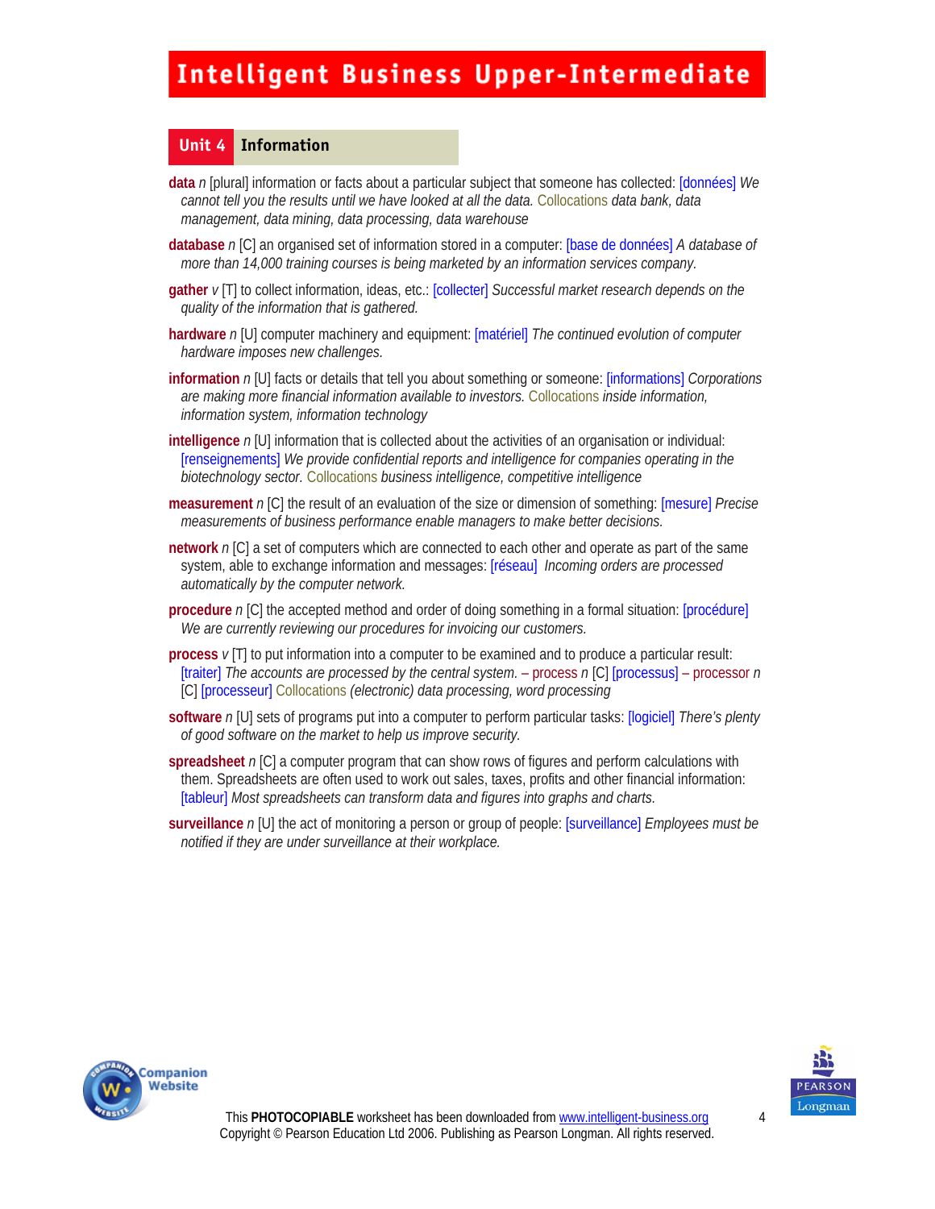## Unit 4 Information

**data** *n* [plural] information or facts about a particular subject that someone has collected: [données] *We cannot tell you the results until we have looked at all the data.* Collocations *data bank, data management, data mining, data processing, data warehouse*

**database** *n* [C] an organised set of information stored in a computer: [base de données] *A database of more than 14,000 training courses is being marketed by an information services company.*

**gather** *v* [T] to collect information, ideas, etc.: [collecter] *Successful market research depends on the quality of the information that is gathered.*

**hardware** *n* [U] computer machinery and equipment: [matériel] *The continued evolution of computer hardware imposes new challenges.*

**information** *n* [U] facts or details that tell you about something or someone: [informations] *Corporations are making more financial information available to investors.* Collocations *inside information, information system, information technology*

**intelligence** *n* [U] information that is collected about the activities of an organisation or individual: [renseignements] *We provide confidential reports and intelligence for companies operating in the biotechnology sector.* Collocations *business intelligence, competitive intelligence*

**measurement** *n* [C] the result of an evaluation of the size or dimension of something: [mesure] *Precise measurements of business performance enable managers to make better decisions.*

**network** *n* [C] a set of computers which are connected to each other and operate as part of the same system, able to exchange information and messages: [réseau] *Incoming orders are processed automatically by the computer network.*

**procedure** *n* [C] the accepted method and order of doing something in a formal situation: [procédure] *We are currently reviewing our procedures for invoicing our customers.*

**process** *v* [T] to put information into a computer to be examined and to produce a particular result: [traiter] *The accounts are processed by the central system.* – process *n* [C] [processus] – processor *n* [C] [processeur] Collocations *(electronic) data processing, word processing*

**software** *n* [U] sets of programs put into a computer to perform particular tasks: [logiciel] *There's plenty of good software on the market to help us improve security.*

**spreadsheet** *n* [C] a computer program that can show rows of figures and perform calculations with them. Spreadsheets are often used to work out sales, taxes, profits and other financial information: [tableur] *Most spreadsheets can transform data and figures into graphs and charts.*

**surveillance** *n* [U] the act of monitoring a person or group of people: [surveillance] *Employees must be notified if they are under surveillance at their workplace.*

This **PHOTOCOPIABLE** worksheet has been downloaded from www.intelligent-business.org
Copyright © Pearson Education Ltd 2006. Publishing as Pearson Longman. All rights reserved.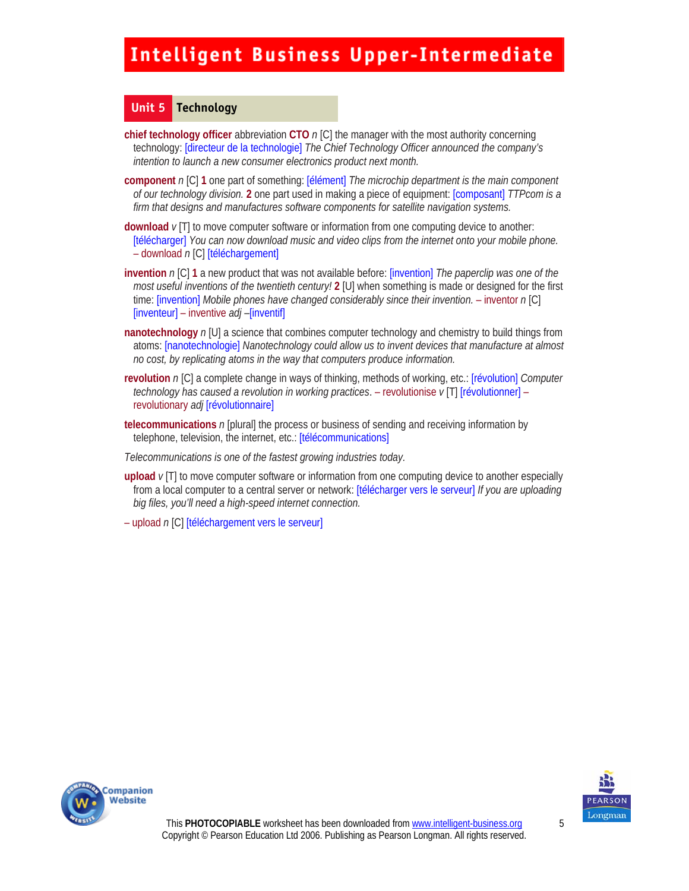## Unit 5 Technology

**chief technology officer** abbreviation **CTO** *n* [C] the manager with the most authority concerning technology: [directeur de la technologie] *The Chief Technology Officer announced the company's intention to launch a new consumer electronics product next month.*

**component** *n* [C] **1** one part of something: [élément] *The microchip department is the main component of our technology division.* **2** one part used in making a piece of equipment: [composant] *TTPcom is a firm that designs and manufactures software components for satellite navigation systems.*

**download** *v* [T] to move computer software or information from one computing device to another: [télécharger] *You can now download music and video clips from the internet onto your mobile phone.* – download *n* [C] [téléchargement]

**invention** *n* [C] **1** a new product that was not available before: [invention] *The paperclip was one of the most useful inventions of the twentieth century!* **2** [U] when something is made or designed for the first time: [invention] *Mobile phones have changed considerably since their invention.* – inventor *n* [C] [inventeur] – inventive *adj* –[inventif]

**nanotechnology** *n* [U] a science that combines computer technology and chemistry to build things from atoms: [nanotechnologie] *Nanotechnology could allow us to invent devices that manufacture at almost no cost, by replicating atoms in the way that computers produce information.*

**revolution** *n* [C] a complete change in ways of thinking, methods of working, etc.: [révolution] *Computer technology has caused a revolution in working practices*. – revolutionise *v* [T] [révolutionner] – revolutionary *adj* [révolutionnaire]

**telecommunications** *n* [plural] the process or business of sending and receiving information by telephone, television, the internet, etc.: [télécommunications]

*Telecommunications is one of the fastest growing industries today.*

**upload** *v* [T] to move computer software or information from one computing device to another especially from a local computer to a central server or network: [télécharger vers le serveur] *If you are uploading big files, you'll need a high-speed internet connection.*

– upload *n* [C] [téléchargement vers le serveur]

This **PHOTOCOPIABLE** worksheet has been downloaded from www.intelligent-business.org
Copyright © Pearson Education Ltd 2006. Publishing as Pearson Longman. All rights reserved.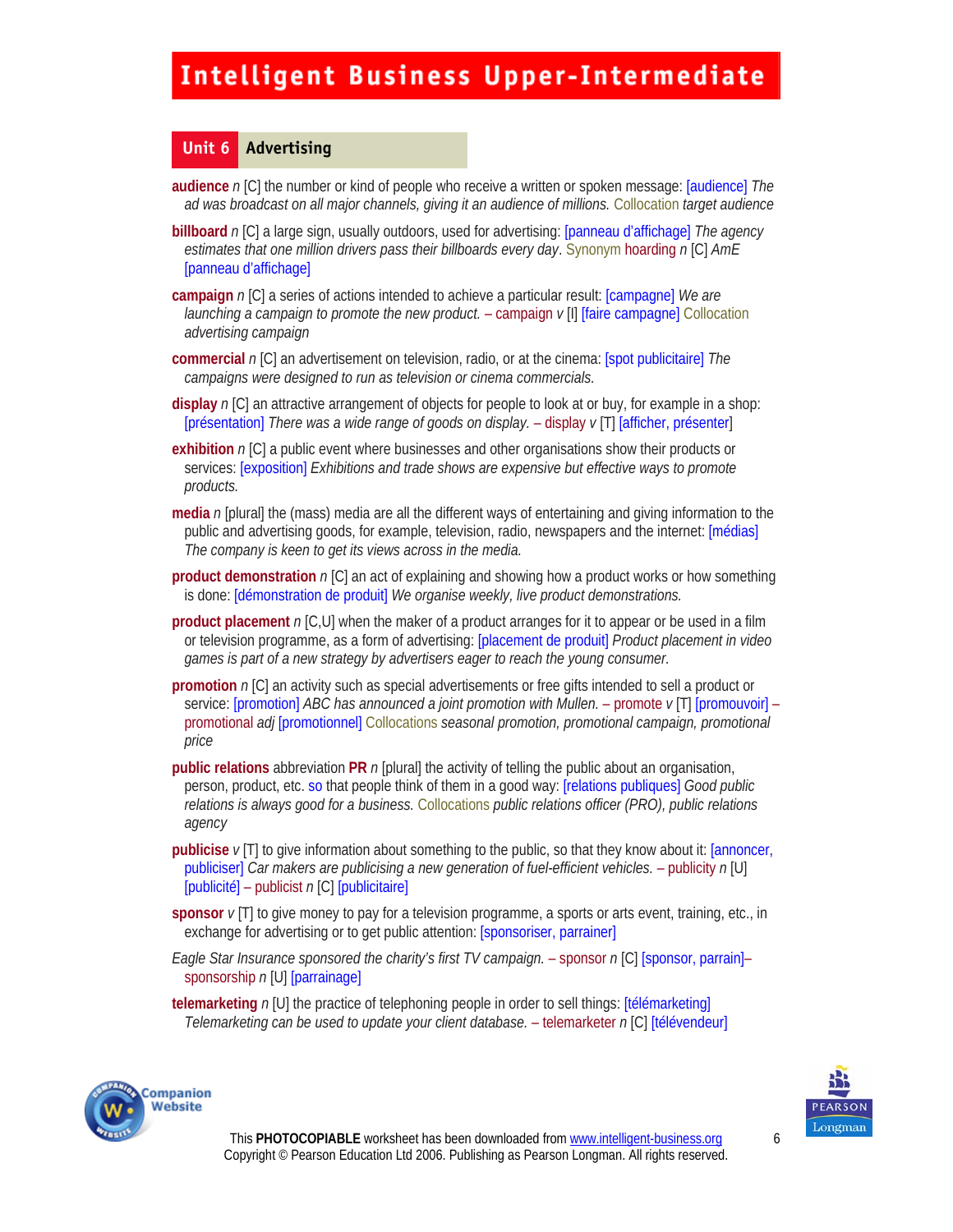# Intelligent Business Upper-Intermediate

## Unit 6 Advertising

**audience** *n* [C] the number or kind of people who receive a written or spoken message: [audience] *The ad was broadcast on all major channels, giving it an audience of millions.* Collocation *target audience*

**billboard** *n* [C] a large sign, usually outdoors, used for advertising: [panneau d'affichage] *The agency estimates that one million drivers pass their billboards every day*. Synonym hoarding *n* [C] *AmE* [panneau d'affichage]

**campaign** *n* [C] a series of actions intended to achieve a particular result: [campagne] *We are launching a campaign to promote the new product.* – campaign *v* [I] [faire campagne] Collocation *advertising campaign*

**commercial** *n* [C] an advertisement on television, radio, or at the cinema: [spot publicitaire] *The campaigns were designed to run as television or cinema commercials.*

**display** *n* [C] an attractive arrangement of objects for people to look at or buy, for example in a shop: [présentation] *There was a wide range of goods on display.* – display *v* [T] [afficher, présenter]

**exhibition** *n* [C] a public event where businesses and other organisations show their products or services: [exposition] *Exhibitions and trade shows are expensive but effective ways to promote products.*

**media** *n* [plural] the (mass) media are all the different ways of entertaining and giving information to the public and advertising goods, for example, television, radio, newspapers and the internet: [médias] *The company is keen to get its views across in the media.*

**product demonstration** *n* [C] an act of explaining and showing how a product works or how something is done: [démonstration de produit] *We organise weekly, live product demonstrations.*

**product placement** *n* [C,U] when the maker of a product arranges for it to appear or be used in a film or television programme, as a form of advertising: [placement de produit] *Product placement in video games is part of a new strategy by advertisers eager to reach the young consumer.*

**promotion** *n* [C] an activity such as special advertisements or free gifts intended to sell a product or service: [promotion] *ABC has announced a joint promotion with Mullen.* – promote *v* [T] [promouvoir] – promotional *adj* [promotionnel] Collocations *seasonal promotion, promotional campaign, promotional price*

**public relations** abbreviation **PR** *n* [plural] the activity of telling the public about an organisation, person, product, etc. so that people think of them in a good way: [relations publiques] *Good public relations is always good for a business.* Collocations *public relations officer (PRO), public relations agency*

**publicise** *v* [T] to give information about something to the public, so that they know about it: [annoncer, publiciser] *Car makers are publicising a new generation of fuel-efficient vehicles.* – publicity *n* [U] [publicité] – publicist *n* [C] [publicitaire]

**sponsor** *v* [T] to give money to pay for a television programme, a sports or arts event, training, etc., in exchange for advertising or to get public attention: [sponsoriser, parrainer]

*Eagle Star Insurance sponsored the charity's first TV campaign.* – sponsor *n* [C] [sponsor, parrain]– sponsorship *n* [U] [parrainage]

**telemarketing** *n* [U] the practice of telephoning people in order to sell things: [télémarketing] *Telemarketing can be used to update your client database.* – telemarketer *n* [C] [télévendeur]

This **PHOTOCOPIABLE** worksheet has been downloaded from www.intelligent-business.org
Copyright © Pearson Education Ltd 2006. Publishing as Pearson Longman. All rights reserved.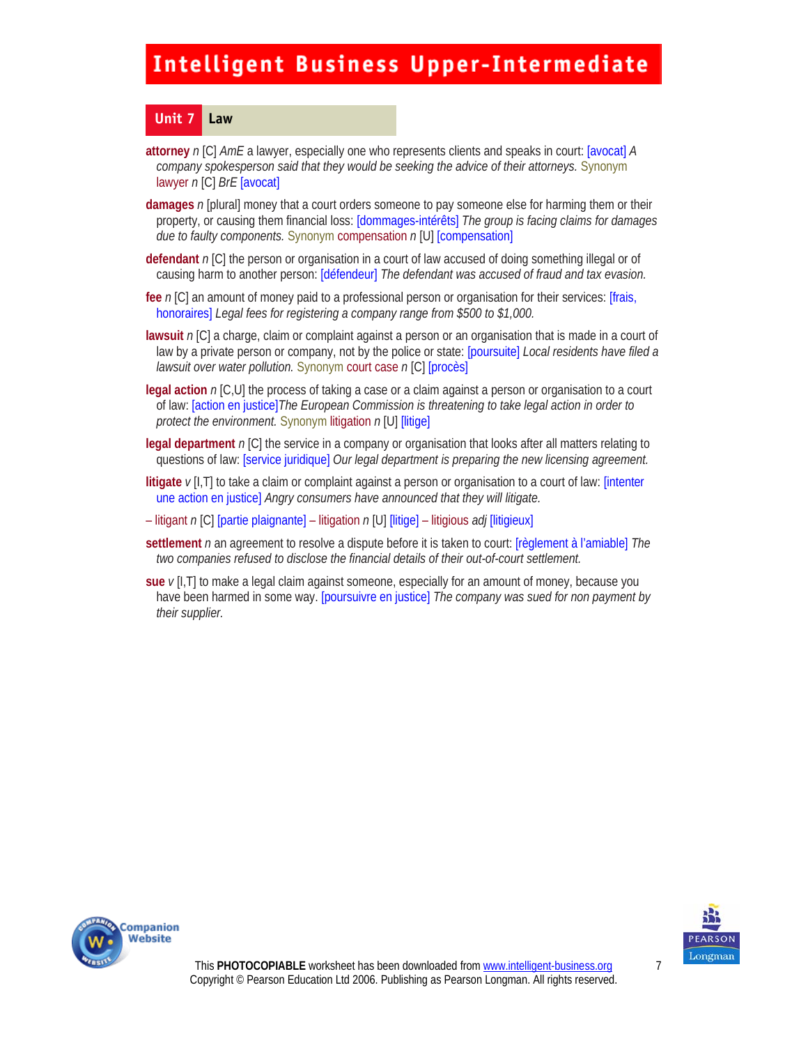## Unit 7 Law

**attorney** *n* [C] *AmE* a lawyer, especially one who represents clients and speaks in court: [avocat] *A company spokesperson said that they would be seeking the advice of their attorneys.* Synonym lawyer *n* [C] *BrE* [avocat]

**damages** *n* [plural] money that a court orders someone to pay someone else for harming them or their property, or causing them financial loss: [dommages-intérêts] *The group is facing claims for damages due to faulty components.* Synonym compensation *n* [U] [compensation]

**defendant** *n* [C] the person or organisation in a court of law accused of doing something illegal or of causing harm to another person: [défendeur] *The defendant was accused of fraud and tax evasion.*

**fee** *n* [C] an amount of money paid to a professional person or organisation for their services: [frais, honoraires] *Legal fees for registering a company range from $500 to $1,000.*

**lawsuit** *n* [C] a charge, claim or complaint against a person or an organisation that is made in a court of law by a private person or company, not by the police or state: [poursuite] *Local residents have filed a lawsuit over water pollution.* Synonym court case *n* [C] [procès]

**legal action** *n* [C,U] the process of taking a case or a claim against a person or organisation to a court of law: [action en justice]*The European Commission is threatening to take legal action in order to protect the environment.* Synonym litigation *n* [U] [litige]

**legal department** *n* [C] the service in a company or organisation that looks after all matters relating to questions of law: [service juridique] *Our legal department is preparing the new licensing agreement.*

**litigate** *v* [I,T] to take a claim or complaint against a person or organisation to a court of law: [intenter une action en justice] *Angry consumers have announced that they will litigate.*

– litigant *n* [C] [partie plaignante] – litigation *n* [U] [litige] – litigious *adj* [litigieux]

**settlement** *n* an agreement to resolve a dispute before it is taken to court: [règlement à l'amiable] *The two companies refused to disclose the financial details of their out-of-court settlement.*

**sue** *v* [I,T] to make a legal claim against someone, especially for an amount of money, because you have been harmed in some way. [poursuivre en justice] *The company was sued for non payment by their supplier.*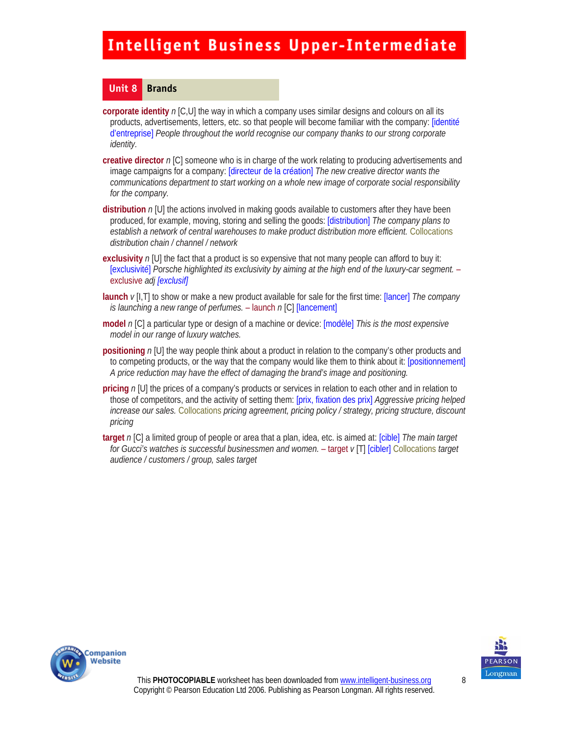## Unit 8 Brands

**corporate identity** *n* [C,U] the way in which a company uses similar designs and colours on all its products, advertisements, letters, etc. so that people will become familiar with the company: [identité d'entreprise] *People throughout the world recognise our company thanks to our strong corporate identity.*

**creative director** *n* [C] someone who is in charge of the work relating to producing advertisements and image campaigns for a company: [directeur de la création] *The new creative director wants the communications department to start working on a whole new image of corporate social responsibility for the company.*

**distribution** *n* [U] the actions involved in making goods available to customers after they have been produced, for example, moving, storing and selling the goods: [distribution] *The company plans to establish a network of central warehouses to make product distribution more efficient.* Collocations *distribution chain / channel / network*

**exclusivity** *n* [U] the fact that a product is so expensive that not many people can afford to buy it: [exclusivité] *Porsche highlighted its exclusivity by aiming at the high end of the luxury-car segment.* – exclusive *adj* *[exclusif]*

**launch** *v* [I,T] to show or make a new product available for sale for the first time: [lancer] *The company is launching a new range of perfumes.* – launch *n* [C] [lancement]

**model** *n* [C] a particular type or design of a machine or device: [modèle] *This is the most expensive model in our range of luxury watches.*

**positioning** *n* [U] the way people think about a product in relation to the company's other products and to competing products, or the way that the company would like them to think about it: [positionnement] *A price reduction may have the effect of damaging the brand's image and positioning.*

**pricing** *n* [U] the prices of a company's products or services in relation to each other and in relation to those of competitors, and the activity of setting them: [prix, fixation des prix] *Aggressive pricing helped increase our sales.* Collocations *pricing agreement, pricing policy / strategy, pricing structure, discount pricing*

**target** *n* [C] a limited group of people or area that a plan, idea, etc. is aimed at: [cible] *The main target for Gucci's watches is successful businessmen and women.* – target *v* [T] [cibler] Collocations *target audience / customers / group, sales target*

This **PHOTOCOPIABLE** worksheet has been downloaded from www.intelligent-business.org
Copyright © Pearson Education Ltd 2006. Publishing as Pearson Longman. All rights reserved.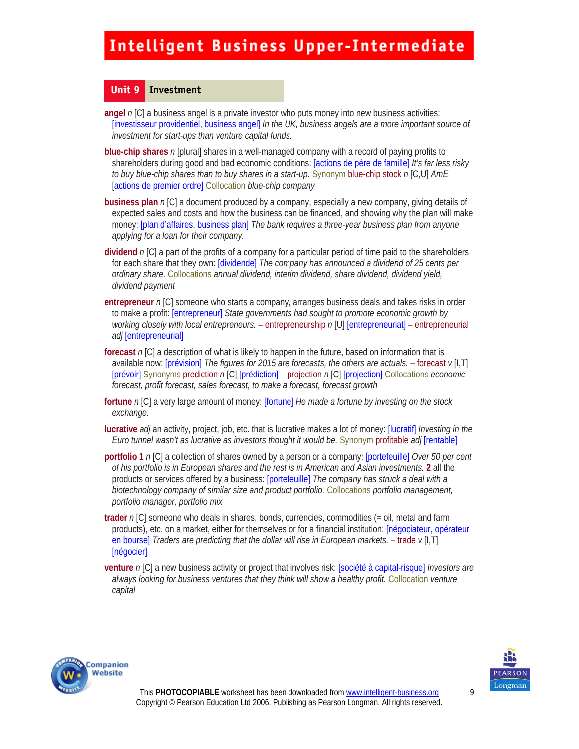# Intelligent Business Upper-Intermediate

## Unit 9 Investment

**angel** *n* [C] a business angel is a private investor who puts money into new business activities: [investisseur providentiel, business angel] *In the UK, business angels are a more important source of investment for start-ups than venture capital funds.*

**blue-chip shares** *n* [plural] shares in a well-managed company with a record of paying profits to shareholders during good and bad economic conditions: [actions de père de famille] *It's far less risky to buy blue-chip shares than to buy shares in a start-up.* Synonym blue-chip stock *n* [C,U] *AmE* [actions de premier ordre] Collocation *blue-chip company*

**business plan** *n* [C] a document produced by a company, especially a new company, giving details of expected sales and costs and how the business can be financed, and showing why the plan will make money: [plan d'affaires, business plan] *The bank requires a three-year business plan from anyone applying for a loan for their company.*

**dividend** *n* [C] a part of the profits of a company for a particular period of time paid to the shareholders for each share that they own: [dividende] *The company has announced a dividend of 25 cents per ordinary share.* Collocations *annual dividend, interim dividend, share dividend, dividend yield, dividend payment*

**entrepreneur** *n* [C] someone who starts a company, arranges business deals and takes risks in order to make a profit: [entrepreneur] *State governments had sought to promote economic growth by working closely with local entrepreneurs.* – entrepreneurship *n* [U] [entrepreneuriat] – entrepreneurial *adj* [entrepreneurial]

**forecast** *n* [C] a description of what is likely to happen in the future, based on information that is available now: [prévision] *The figures for 2015 are forecasts, the others are actuals.* – forecast *v* [I,T] [prévoir] Synonyms prediction *n* [C] [prédiction] – projection *n* [C] [projection] Collocations *economic forecast, profit forecast, sales forecast, to make a forecast, forecast growth*

**fortune** *n* [C] a very large amount of money: [fortune] *He made a fortune by investing on the stock exchange.*

**lucrative** *adj* an activity, project, job, etc. that is lucrative makes a lot of money: [lucratif] *Investing in the Euro tunnel wasn't as lucrative as investors thought it would be.* Synonym profitable *adj* [rentable]

**portfolio 1** *n* [C] a collection of shares owned by a person or a company: [portefeuille] *Over 50 per cent of his portfolio is in European shares and the rest is in American and Asian investments.* **2** all the products or services offered by a business: [portefeuille] *The company has struck a deal with a biotechnology company of similar size and product portfolio.* Collocations *portfolio management, portfolio manager, portfolio mix*

**trader** *n* [C] someone who deals in shares, bonds, currencies, commodities (= oil, metal and farm products), etc. on a market, either for themselves or for a financial institution: [négociateur, opérateur en bourse] *Traders are predicting that the dollar will rise in European markets.* – trade *v* [I,T] [négocier]

**venture** *n* [C] a new business activity or project that involves risk: [société à capital-risque] *Investors are always looking for business ventures that they think will show a healthy profit.* Collocation *venture capital*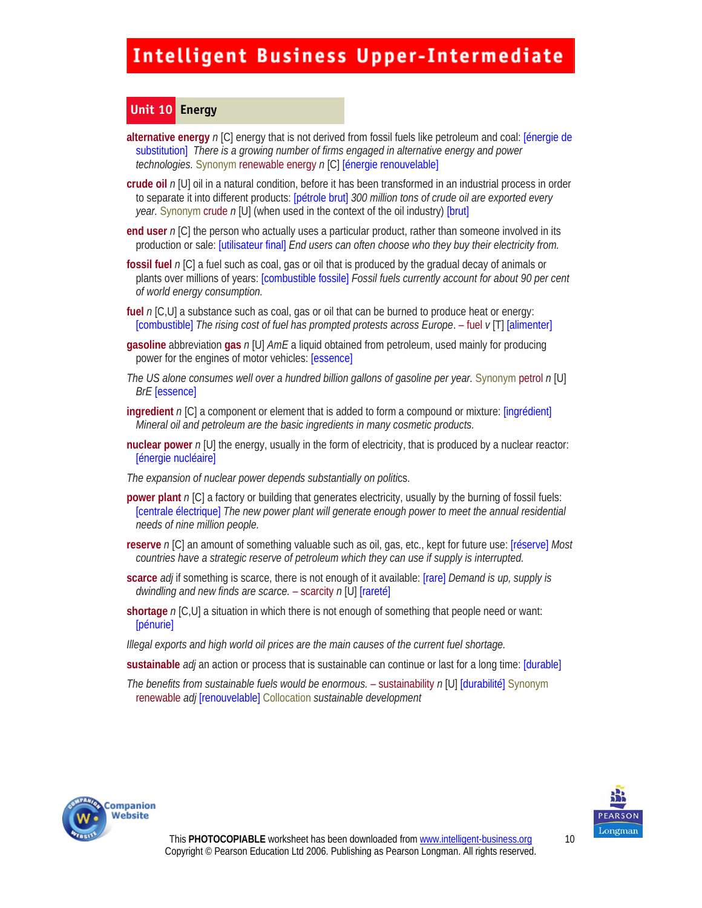## Unit 10 Energy

**alternative energy** *n* [C] energy that is not derived from fossil fuels like petroleum and coal: [énergie de substitution] *There is a growing number of firms engaged in alternative energy and power technologies.* Synonym renewable energy *n* [C] [énergie renouvelable]

**crude oil** *n* [U] oil in a natural condition, before it has been transformed in an industrial process in order to separate it into different products: [pétrole brut] *300 million tons of crude oil are exported every year.* Synonym crude *n* [U] (when used in the context of the oil industry) [brut]

**end user** *n* [C] the person who actually uses a particular product, rather than someone involved in its production or sale: [utilisateur final] *End users can often choose who they buy their electricity from.*

**fossil fuel** *n* [C] a fuel such as coal, gas or oil that is produced by the gradual decay of animals or plants over millions of years: [combustible fossile] *Fossil fuels currently account for about 90 per cent of world energy consumption.*

**fuel** *n* [C,U] a substance such as coal, gas or oil that can be burned to produce heat or energy: [combustible] *The rising cost of fuel has prompted protests across Europe*. – fuel *v* [T] [alimenter]

**gasoline** abbreviation **gas** *n* [U] *AmE* a liquid obtained from petroleum, used mainly for producing power for the engines of motor vehicles: [essence]

*The US alone consumes well over a hundred billion gallons of gasoline per year.* Synonym petrol *n* [U] *BrE* [essence]

**ingredient** *n* [C] a component or element that is added to form a compound or mixture: [ingrédient] *Mineral oil and petroleum are the basic ingredients in many cosmetic products.*

**nuclear power** *n* [U] the energy, usually in the form of electricity, that is produced by a nuclear reactor: [énergie nucléaire]

*The expansion of nuclear power depends substantially on politics.*

**power plant** *n* [C] a factory or building that generates electricity, usually by the burning of fossil fuels: [centrale électrique] *The new power plant will generate enough power to meet the annual residential needs of nine million people.*

**reserve** *n* [C] an amount of something valuable such as oil, gas, etc., kept for future use: [réserve] *Most countries have a strategic reserve of petroleum which they can use if supply is interrupted.*

**scarce** *adj* if something is scarce, there is not enough of it available: [rare] *Demand is up, supply is dwindling and new finds are scarce.* – scarcity *n* [U] [rareté]

**shortage** *n* [C,U] a situation in which there is not enough of something that people need or want: [pénurie]

*Illegal exports and high world oil prices are the main causes of the current fuel shortage.*

**sustainable** *adj* an action or process that is sustainable can continue or last for a long time: [durable]

*The benefits from sustainable fuels would be enormous.* – sustainability *n* [U] [durabilité] Synonym renewable *adj* [renouvelable] Collocation *sustainable development*

This **PHOTOCOPIABLE** worksheet has been downloaded from www.intelligent-business.org
Copyright © Pearson Education Ltd 2006. Publishing as Pearson Longman. All rights reserved.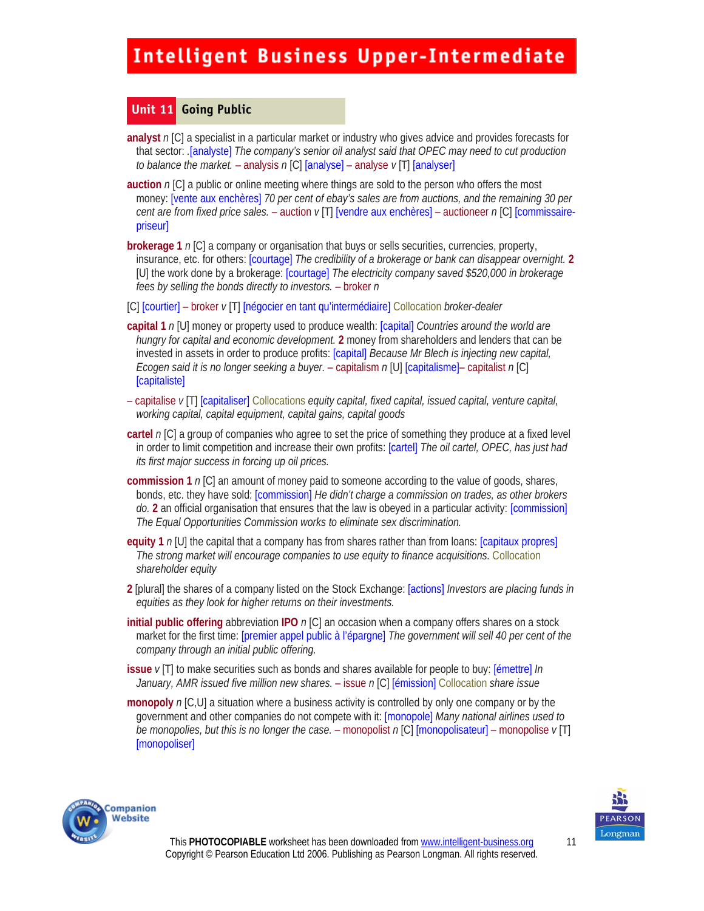## Unit 11 Going Public

**analyst** *n* [C] a specialist in a particular market or industry who gives advice and provides forecasts for that sector: .[analyste] *The company's senior oil analyst said that OPEC may need to cut production to balance the market.* – analysis *n* [C] [analyse] – analyse *v* [T] [analyser]

**auction** *n* [C] a public or online meeting where things are sold to the person who offers the most money: [vente aux enchères] *70 per cent of ebay's sales are from auctions, and the remaining 30 per cent are from fixed price sales.* – auction *v* [T] [vendre aux enchères] – auctioneer *n* [C] [commissaire-priseur]

**brokerage 1** *n* [C] a company or organisation that buys or sells securities, currencies, property, insurance, etc. for others: [courtage] *The credibility of a brokerage or bank can disappear overnight.* **2** [U] the work done by a brokerage: [courtage] *The electricity company saved $520,000 in brokerage fees by selling the bonds directly to investors.* – broker *n*

[C] [courtier] – broker *v* [T] [négocier en tant qu'intermédiaire] Collocation *broker-dealer*

**capital 1** *n* [U] money or property used to produce wealth: [capital] *Countries around the world are hungry for capital and economic development.* **2** money from shareholders and lenders that can be invested in assets in order to produce profits: [capital] *Because Mr Blech is injecting new capital, Ecogen said it is no longer seeking a buyer.* – capitalism *n* [U] [capitalisme]– capitalist *n* [C] [capitaliste]

– capitalise *v* [T] [capitaliser] Collocations *equity capital, fixed capital, issued capital, venture capital, working capital, capital equipment, capital gains, capital goods*

**cartel** *n* [C] a group of companies who agree to set the price of something they produce at a fixed level in order to limit competition and increase their own profits: [cartel] *The oil cartel, OPEC, has just had its first major success in forcing up oil prices.*

**commission 1** *n* [C] an amount of money paid to someone according to the value of goods, shares, bonds, etc. they have sold: [commission] *He didn't charge a commission on trades, as other brokers do.* **2** an official organisation that ensures that the law is obeyed in a particular activity: [commission] *The Equal Opportunities Commission works to eliminate sex discrimination.*

**equity 1** *n* [U] the capital that a company has from shares rather than from loans: [capitaux propres] *The strong market will encourage companies to use equity to finance acquisitions.* Collocation *shareholder equity*

**2** [plural] the shares of a company listed on the Stock Exchange: [actions] *Investors are placing funds in equities as they look for higher returns on their investments.*

**initial public offering** abbreviation **IPO** *n* [C] an occasion when a company offers shares on a stock market for the first time: [premier appel public à l'épargne] *The government will sell 40 per cent of the company through an initial public offering.*

**issue** *v* [T] to make securities such as bonds and shares available for people to buy: [émettre] *In January, AMR issued five million new shares.* – issue *n* [C] [émission] Collocation *share issue*

**monopoly** *n* [C,U] a situation where a business activity is controlled by only one company or by the government and other companies do not compete with it: [monopole] *Many national airlines used to be monopolies, but this is no longer the case.* – monopolist *n* [C] [monopolisateur] – monopolise *v* [T] [monopoliser]

This **PHOTOCOPIABLE** worksheet has been downloaded from www.intelligent-business.org
Copyright © Pearson Education Ltd 2006. Publishing as Pearson Longman. All rights reserved.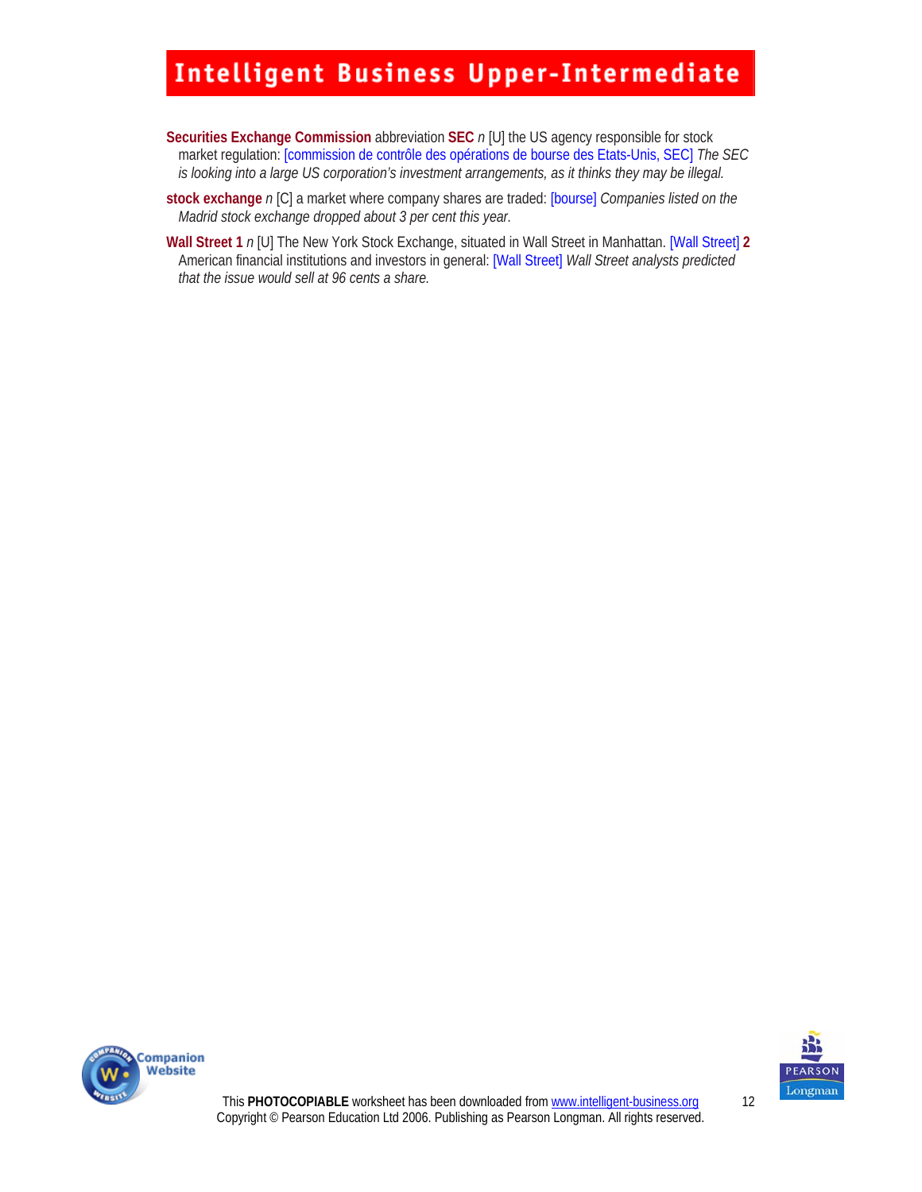**Securities Exchange Commission** abbreviation **SEC** *n* [U] the US agency responsible for stock market regulation: [commission de contrôle des opérations de bourse des Etats-Unis, SEC] *The SEC is looking into a large US corporation's investment arrangements, as it thinks they may be illegal.*

**stock exchange** *n* [C] a market where company shares are traded: [bourse] *Companies listed on the Madrid stock exchange dropped about 3 per cent this year.*

**Wall Street 1** *n* [U] The New York Stock Exchange, situated in Wall Street in Manhattan. [Wall Street] **2** American financial institutions and investors in general: [Wall Street] *Wall Street analysts predicted that the issue would sell at 96 cents a share.*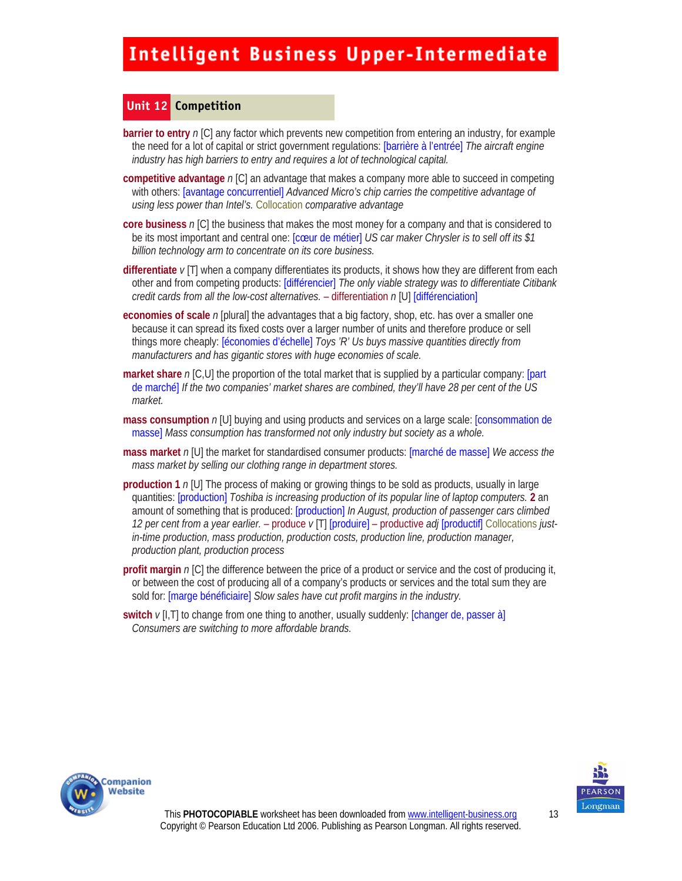## Unit 12 Competition

**barrier to entry** *n* [C] any factor which prevents new competition from entering an industry, for example the need for a lot of capital or strict government regulations: [barrière à l'entrée] *The aircraft engine industry has high barriers to entry and requires a lot of technological capital.*

**competitive advantage** *n* [C] an advantage that makes a company more able to succeed in competing with others: [avantage concurrentiel] *Advanced Micro's chip carries the competitive advantage of using less power than Intel's.* Collocation *comparative advantage*

**core business** *n* [C] the business that makes the most money for a company and that is considered to be its most important and central one: [cœur de métier] *US car maker Chrysler is to sell off its $1 billion technology arm to concentrate on its core business.*

**differentiate** *v* [T] when a company differentiates its products, it shows how they are different from each other and from competing products: [différencier] *The only viable strategy was to differentiate Citibank credit cards from all the low-cost alternatives.* – differentiation *n* [U] [différenciation]

**economies of scale** *n* [plural] the advantages that a big factory, shop, etc. has over a smaller one because it can spread its fixed costs over a larger number of units and therefore produce or sell things more cheaply: [économies d'échelle] *Toys 'R' Us buys massive quantities directly from manufacturers and has gigantic stores with huge economies of scale.*

**market share** *n* [C,U] the proportion of the total market that is supplied by a particular company: [part de marché] *If the two companies' market shares are combined, they'll have 28 per cent of the US market.*

**mass consumption** *n* [U] buying and using products and services on a large scale: [consommation de masse] *Mass consumption has transformed not only industry but society as a whole.*

**mass market** *n* [U] the market for standardised consumer products: [marché de masse] *We access the mass market by selling our clothing range in department stores.*

**production 1** *n* [U] The process of making or growing things to be sold as products, usually in large quantities: [production] *Toshiba is increasing production of its popular line of laptop computers.* **2** an amount of something that is produced: [production] *In August, production of passenger cars climbed 12 per cent from a year earlier.* – produce *v* [T] [produire] – productive *adj* [productif] Collocations *just-in-time production, mass production, production costs, production line, production manager, production plant, production process*

**profit margin** *n* [C] the difference between the price of a product or service and the cost of producing it, or between the cost of producing all of a company's products or services and the total sum they are sold for: [marge bénéficiaire] *Slow sales have cut profit margins in the industry.*

**switch** *v* [I,T] to change from one thing to another, usually suddenly: [changer de, passer à] *Consumers are switching to more affordable brands.*

This **PHOTOCOPIABLE** worksheet has been downloaded from www.intelligent-business.org
Copyright © Pearson Education Ltd 2006. Publishing as Pearson Longman. All rights reserved.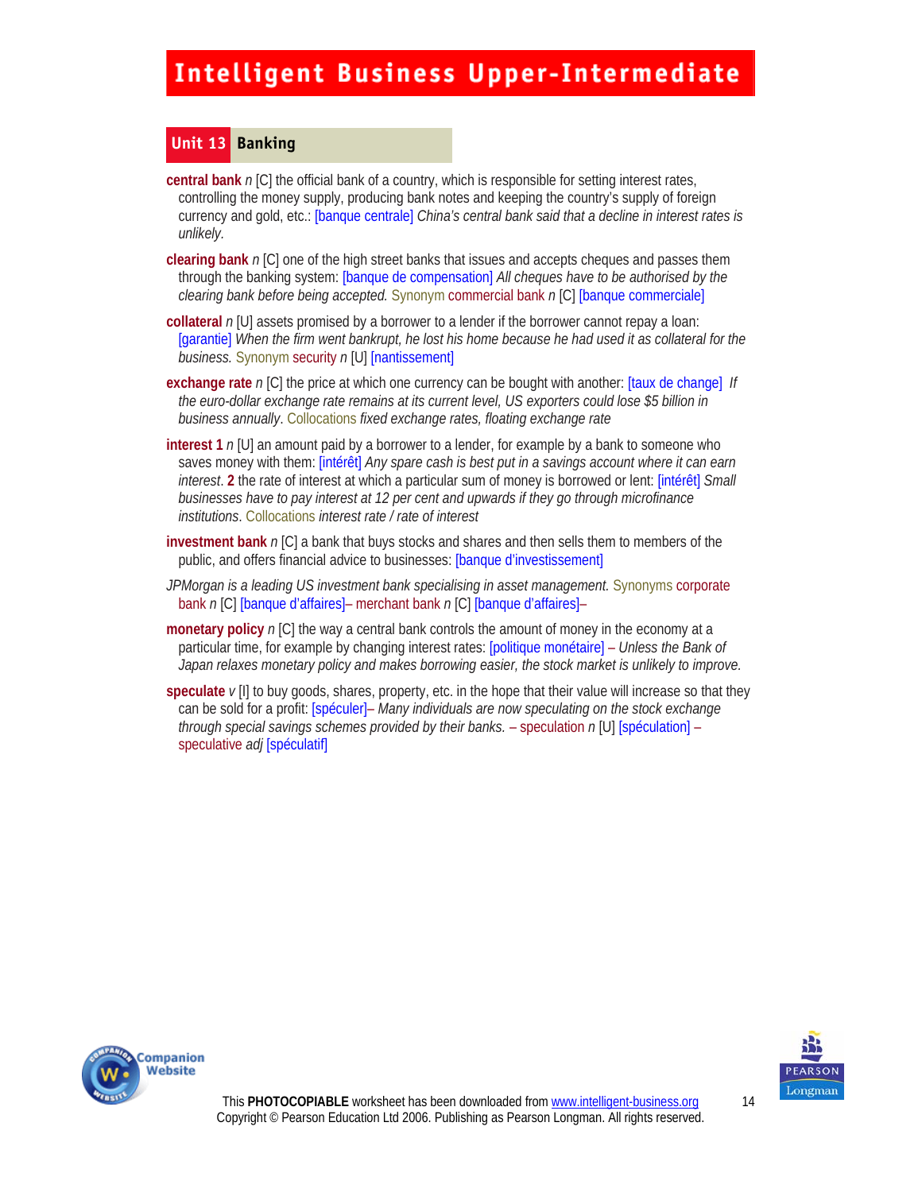## Unit 13 Banking

**central bank** *n* [C] the official bank of a country, which is responsible for setting interest rates, controlling the money supply, producing bank notes and keeping the country's supply of foreign currency and gold, etc.: [banque centrale] *China's central bank said that a decline in interest rates is unlikely.*

**clearing bank** *n* [C] one of the high street banks that issues and accepts cheques and passes them through the banking system: [banque de compensation] *All cheques have to be authorised by the clearing bank before being accepted.* Synonym commercial bank *n* [C] [banque commerciale]

**collateral** *n* [U] assets promised by a borrower to a lender if the borrower cannot repay a loan: [garantie] *When the firm went bankrupt, he lost his home because he had used it as collateral for the business.* Synonym security *n* [U] [nantissement]

**exchange rate** *n* [C] the price at which one currency can be bought with another: [taux de change] *If the euro-dollar exchange rate remains at its current level, US exporters could lose $5 billion in business annually*. Collocations *fixed exchange rates, floating exchange rate*

**interest 1** *n* [U] an amount paid by a borrower to a lender, for example by a bank to someone who saves money with them: [intérêt] *Any spare cash is best put in a savings account where it can earn interest*. **2** the rate of interest at which a particular sum of money is borrowed or lent: [intérêt] *Small businesses have to pay interest at 12 per cent and upwards if they go through microfinance institutions*. Collocations *interest rate / rate of interest*

**investment bank** *n* [C] a bank that buys stocks and shares and then sells them to members of the public, and offers financial advice to businesses: [banque d'investissement]

*JPMorgan is a leading US investment bank specialising in asset management.* Synonyms corporate bank *n* [C] [banque d'affaires]– merchant bank *n* [C] [banque d'affaires]–

**monetary policy** *n* [C] the way a central bank controls the amount of money in the economy at a particular time, for example by changing interest rates: [politique monétaire] – *Unless the Bank of Japan relaxes monetary policy and makes borrowing easier, the stock market is unlikely to improve.*

**speculate** *v* [I] to buy goods, shares, property, etc. in the hope that their value will increase so that they can be sold for a profit: [spéculer]– *Many individuals are now speculating on the stock exchange through special savings schemes provided by their banks.* – speculation *n* [U] [spéculation] – speculative *adj* [spéculatif]

This **PHOTOCOPIABLE** worksheet has been downloaded from www.intelligent-business.org
Copyright © Pearson Education Ltd 2006. Publishing as Pearson Longman. All rights reserved.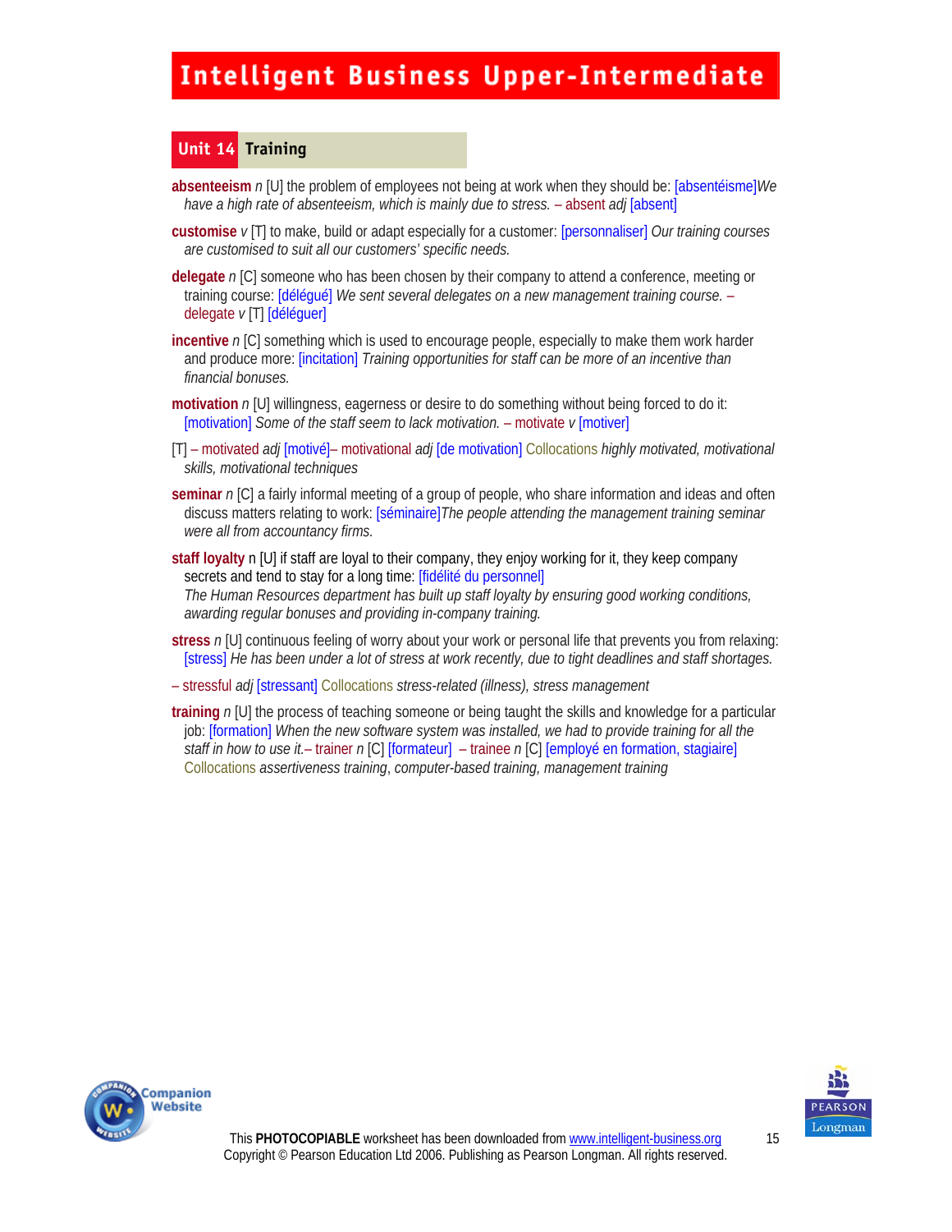## Unit 14 Training

**absenteeism** *n* [U] the problem of employees not being at work when they should be: [absentéisme]*We have a high rate of absenteeism, which is mainly due to stress.* – absent *adj* [absent]

**customise** *v* [T] to make, build or adapt especially for a customer: [personnaliser] *Our training courses are customised to suit all our customers' specific needs.*

**delegate** *n* [C] someone who has been chosen by their company to attend a conference, meeting or training course: [délégué] *We sent several delegates on a new management training course.* – delegate *v* [T] [déléguer]

**incentive** *n* [C] something which is used to encourage people, especially to make them work harder and produce more: [incitation] *Training opportunities for staff can be more of an incentive than financial bonuses.*

**motivation** *n* [U] willingness, eagerness or desire to do something without being forced to do it: [motivation] *Some of the staff seem to lack motivation.* – motivate *v* [motiver]

[T] – motivated *adj* [motivé]– motivational *adj* [de motivation] Collocations *highly motivated, motivational skills, motivational techniques*

**seminar** *n* [C] a fairly informal meeting of a group of people, who share information and ideas and often discuss matters relating to work: [séminaire]*The people attending the management training seminar were all from accountancy firms.*

**staff loyalty** n [U] if staff are loyal to their company, they enjoy working for it, they keep company secrets and tend to stay for a long time: [fidélité du personnel]
*The Human Resources department has built up staff loyalty by ensuring good working conditions, awarding regular bonuses and providing in-company training.*

**stress** *n* [U] continuous feeling of worry about your work or personal life that prevents you from relaxing: [stress] *He has been under a lot of stress at work recently, due to tight deadlines and staff shortages.*

– stressful *adj* [stressant] Collocations *stress-related (illness), stress management*

**training** *n* [U] the process of teaching someone or being taught the skills and knowledge for a particular job: [formation] *When the new software system was installed, we had to provide training for all the staff in how to use it.*– trainer *n* [C] [formateur] – trainee *n* [C] [employé en formation, stagiaire] Collocations *assertiveness training*, *computer-based training, management training*

This **PHOTOCOPIABLE** worksheet has been downloaded from www.intelligent-business.org
Copyright © Pearson Education Ltd 2006. Publishing as Pearson Longman. All rights reserved.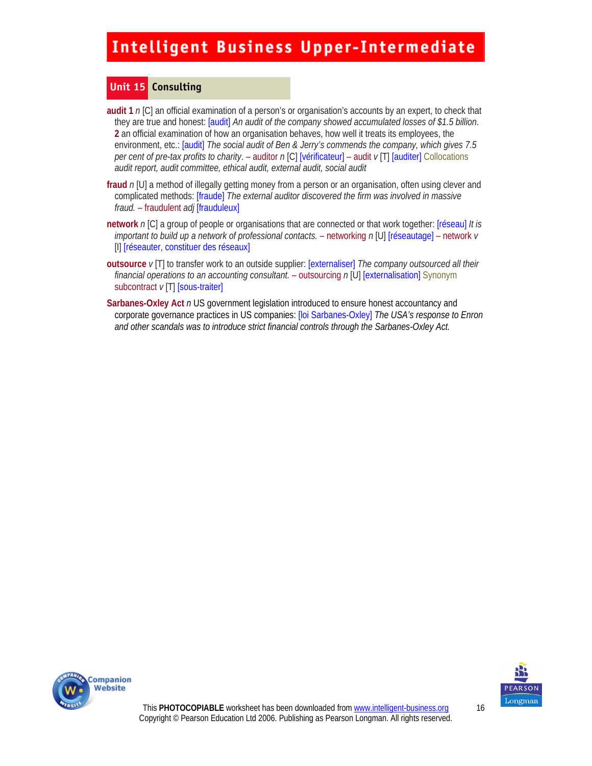# Intelligent Business Upper-Intermediate

## Unit 15 Consulting

**audit 1** *n* [C] an official examination of a person's or organisation's accounts by an expert, to check that they are true and honest: [audit] *An audit of the company showed accumulated losses of $1.5 billion*. **2** an official examination of how an organisation behaves, how well it treats its employees, the environment, etc.: [audit] *The social audit of Ben & Jerry's commends the company, which gives 7.5 per cent of pre-tax profits to charity*. – auditor *n* [C] [vérificateur] – audit *v* [T] [auditer] Collocations *audit report, audit committee, ethical audit, external audit, social audit*

**fraud** *n* [U] a method of illegally getting money from a person or an organisation, often using clever and complicated methods: [fraude] *The external auditor discovered the firm was involved in massive fraud.* – fraudulent *adj* [frauduleux]

**network** *n* [C] a group of people or organisations that are connected or that work together: [réseau] *It is important to build up a network of professional contacts.* – networking *n* [U] [réseautage] – network *v* [I] [réseauter, constituer des réseaux]

**outsource** *v* [T] to transfer work to an outside supplier: [externaliser] *The company outsourced all their financial operations to an accounting consultant.* – outsourcing *n* [U] [externalisation] Synonym subcontract *v* [T] [sous-traiter]

**Sarbanes-Oxley Act** *n* US government legislation introduced to ensure honest accountancy and corporate governance practices in US companies: [loi Sarbanes-Oxley] *The USA's response to Enron and other scandals was to introduce strict financial controls through the Sarbanes-Oxley Act.*

This **PHOTOCOPIABLE** worksheet has been downloaded from www.intelligent-business.org
Copyright © Pearson Education Ltd 2006. Publishing as Pearson Longman. All rights reserved.